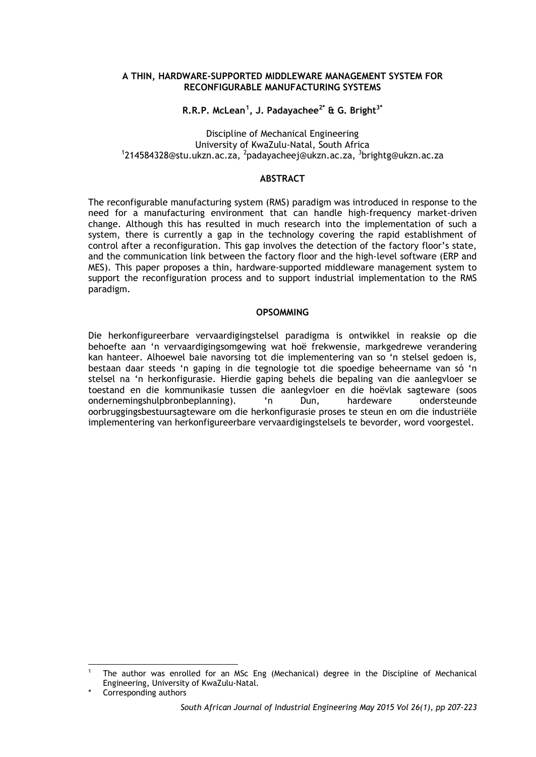# A THIN, HARDWARE-SUPPORTED MIDDLEWARE MANAGEMENT SYSTEM FOR RECONFIGURABLE MANUFACTURING SYSTEMS

**R.R.P. McLean[1], J. Padayachee[2*] & G. Bright[3*]**

Discipline of Mechanical Engineering
University of KwaZulu-Natal, South Africa
[1]214584328@stu.ukzn.ac.za, [2]padayacheej@ukzn.ac.za, [3]brightg@ukzn.ac.za

## ABSTRACT

The reconfigurable manufacturing system (RMS) paradigm was introduced in response to the need for a manufacturing environment that can handle high-frequency market-driven change. Although this has resulted in much research into the implementation of such a system, there is currently a gap in the technology covering the rapid establishment of control after a reconfiguration. This gap involves the detection of the factory floor's state, and the communication link between the factory floor and the high-level software (ERP and MES). This paper proposes a thin, hardware-supported middleware management system to support the reconfiguration process and to support industrial implementation to the RMS paradigm.

## OPSOMMING

Die herkonfigureerbare vervaardigingstelsel paradigma is ontwikkel in reaksie op die behoefte aan 'n vervaardigingsomgewing wat hoë frekwensie, markgedrewe verandering kan hanteer. Alhoewel baie navorsing tot die implementering van so 'n stelsel gedoen is, bestaan daar steeds 'n gaping in die tegnologie tot die spoedige beheername van só 'n stelsel na 'n herkonfigurasie. Hierdie gaping behels die bepaling van die aanlegvloer se toestand en die kommunikasie tussen die aanlegvloer en die hoëvlak sagteware (soos ondernemingshulpbronbeplanning). 'n Dun, hardeware ondersteunde oorbruggingsbestuursagteware om die herkonfigurasie proses te steun en om die industriële implementering van herkonfigureerbare vervaardigingstelsels te bevorder, word voorgestel.

---

[1] The author was enrolled for an MSc Eng (Mechanical) degree in the Discipline of Mechanical Engineering, University of KwaZulu-Natal.

* Corresponding authors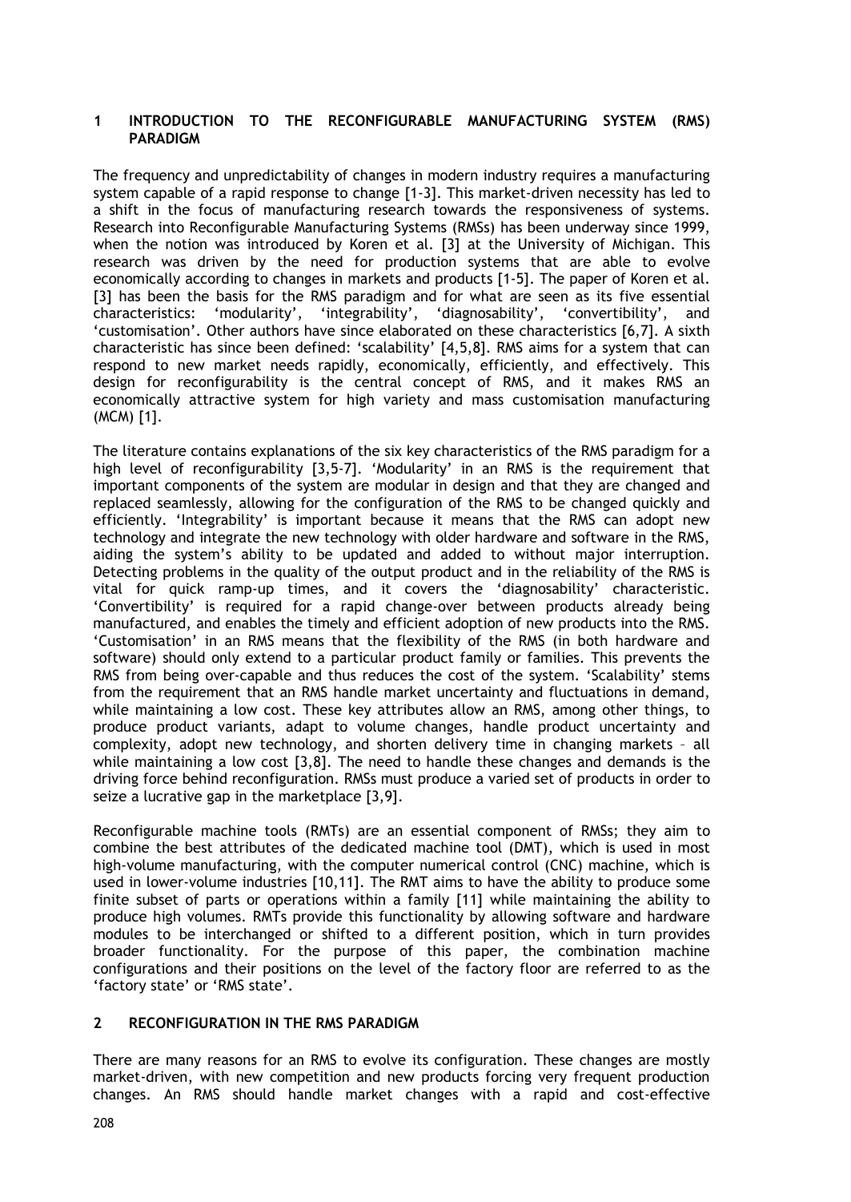# 1 INTRODUCTION TO THE RECONFIGURABLE MANUFACTURING SYSTEM (RMS) PARADIGM

The frequency and unpredictability of changes in modern industry requires a manufacturing system capable of a rapid response to change [1-3]. This market-driven necessity has led to a shift in the focus of manufacturing research towards the responsiveness of systems. Research into Reconfigurable Manufacturing Systems (RMSs) has been underway since 1999, when the notion was introduced by Koren et al. [3] at the University of Michigan. This research was driven by the need for production systems that are able to evolve economically according to changes in markets and products [1-5]. The paper of Koren et al. [3] has been the basis for the RMS paradigm and for what are seen as its five essential characteristics: 'modularity', 'integrability', 'diagnosability', 'convertibility', and 'customisation'. Other authors have since elaborated on these characteristics [6,7]. A sixth characteristic has since been defined: 'scalability' [4,5,8]. RMS aims for a system that can respond to new market needs rapidly, economically, efficiently, and effectively. This design for reconfigurability is the central concept of RMS, and it makes RMS an economically attractive system for high variety and mass customisation manufacturing (MCM) [1].

The literature contains explanations of the six key characteristics of the RMS paradigm for a high level of reconfigurability [3,5-7]. 'Modularity' in an RMS is the requirement that important components of the system are modular in design and that they are changed and replaced seamlessly, allowing for the configuration of the RMS to be changed quickly and efficiently. 'Integrability' is important because it means that the RMS can adopt new technology and integrate the new technology with older hardware and software in the RMS, aiding the system's ability to be updated and added to without major interruption. Detecting problems in the quality of the output product and in the reliability of the RMS is vital for quick ramp-up times, and it covers the 'diagnosability' characteristic. 'Convertibility' is required for a rapid change-over between products already being manufactured, and enables the timely and efficient adoption of new products into the RMS. 'Customisation' in an RMS means that the flexibility of the RMS (in both hardware and software) should only extend to a particular product family or families. This prevents the RMS from being over-capable and thus reduces the cost of the system. 'Scalability' stems from the requirement that an RMS handle market uncertainty and fluctuations in demand, while maintaining a low cost. These key attributes allow an RMS, among other things, to produce product variants, adapt to volume changes, handle product uncertainty and complexity, adopt new technology, and shorten delivery time in changing markets – all while maintaining a low cost [3,8]. The need to handle these changes and demands is the driving force behind reconfiguration. RMSs must produce a varied set of products in order to seize a lucrative gap in the marketplace [3,9].

Reconfigurable machine tools (RMTs) are an essential component of RMSs; they aim to combine the best attributes of the dedicated machine tool (DMT), which is used in most high-volume manufacturing, with the computer numerical control (CNC) machine, which is used in lower-volume industries [10,11]. The RMT aims to have the ability to produce some finite subset of parts or operations within a family [11] while maintaining the ability to produce high volumes. RMTs provide this functionality by allowing software and hardware modules to be interchanged or shifted to a different position, which in turn provides broader functionality. For the purpose of this paper, the combination machine configurations and their positions on the level of the factory floor are referred to as the 'factory state' or 'RMS state'.

# 2 RECONFIGURATION IN THE RMS PARADIGM

There are many reasons for an RMS to evolve its configuration. These changes are mostly market-driven, with new competition and new products forcing very frequent production changes. An RMS should handle market changes with a rapid and cost-effective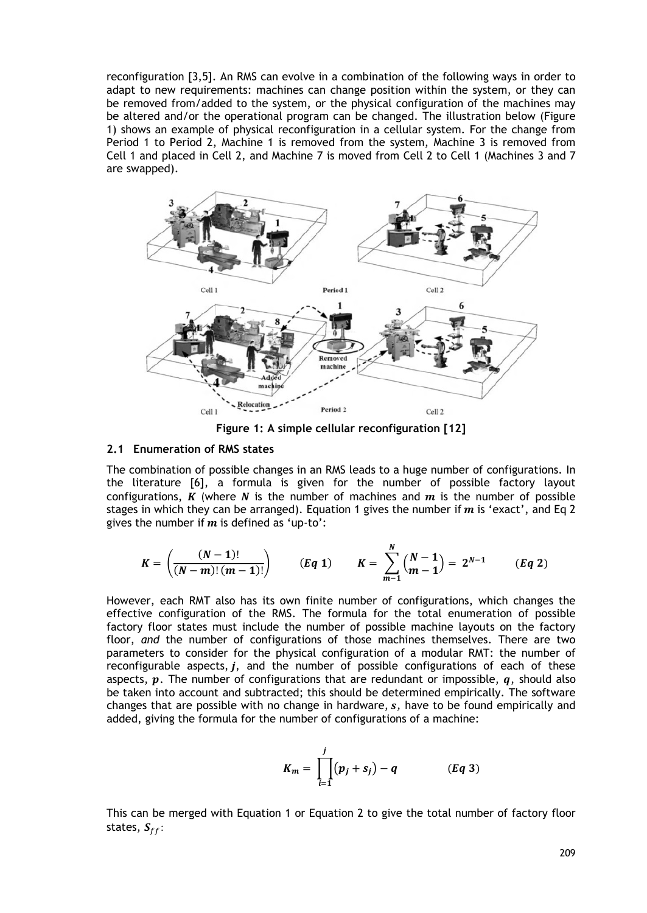reconfiguration [3,5]. An RMS can evolve in a combination of the following ways in order to adapt to new requirements: machines can change position within the system, or they can be removed from/added to the system, or the physical configuration of the machines may be altered and/or the operational program can be changed. The illustration below (Figure 1) shows an example of physical reconfiguration in a cellular system. For the change from Period 1 to Period 2, Machine 1 is removed from the system, Machine 3 is removed from Cell 1 and placed in Cell 2, and Machine 7 is moved from Cell 2 to Cell 1 (Machines 3 and 7 are swapped).

**Figure 1: A simple cellular reconfiguration [12]**

### 2.1 Enumeration of RMS states

The combination of possible changes in an RMS leads to a huge number of configurations. In the literature [6], a formula is given for the number of possible factory layout configurations, $K$ (where $N$ is the number of machines and $m$ is the number of possible stages in which they can be arranged). Equation 1 gives the number if $m$ is 'exact', and Eq 2 gives the number if $m$ is defined as 'up-to':

$$K = \left(\frac{(N-1)!}{(N-m)!\,(m-1)!}\right) \qquad (Eq\ 1) \qquad K = \sum_{m-1}^{N} \binom{N-1}{m-1} = 2^{N-1} \qquad (Eq\ 2)$$

However, each RMT also has its own finite number of configurations, which changes the effective configuration of the RMS. The formula for the total enumeration of possible factory floor states must include the number of possible machine layouts on the factory floor, *and* the number of configurations of those machines themselves. There are two parameters to consider for the physical configuration of a modular RMT: the number of reconfigurable aspects, $j$, and the number of possible configurations of each of these aspects, $p$. The number of configurations that are redundant or impossible, $q$, should also be taken into account and subtracted; this should be determined empirically. The software changes that are possible with no change in hardware, $s$, have to be found empirically and added, giving the formula for the number of configurations of a machine:

$$K_m = \prod_{i=1}^{j} \left(p_j + s_j\right) - q \qquad (Eq\ 3)$$

This can be merged with Equation 1 or Equation 2 to give the total number of factory floor states, $S_{ff}$: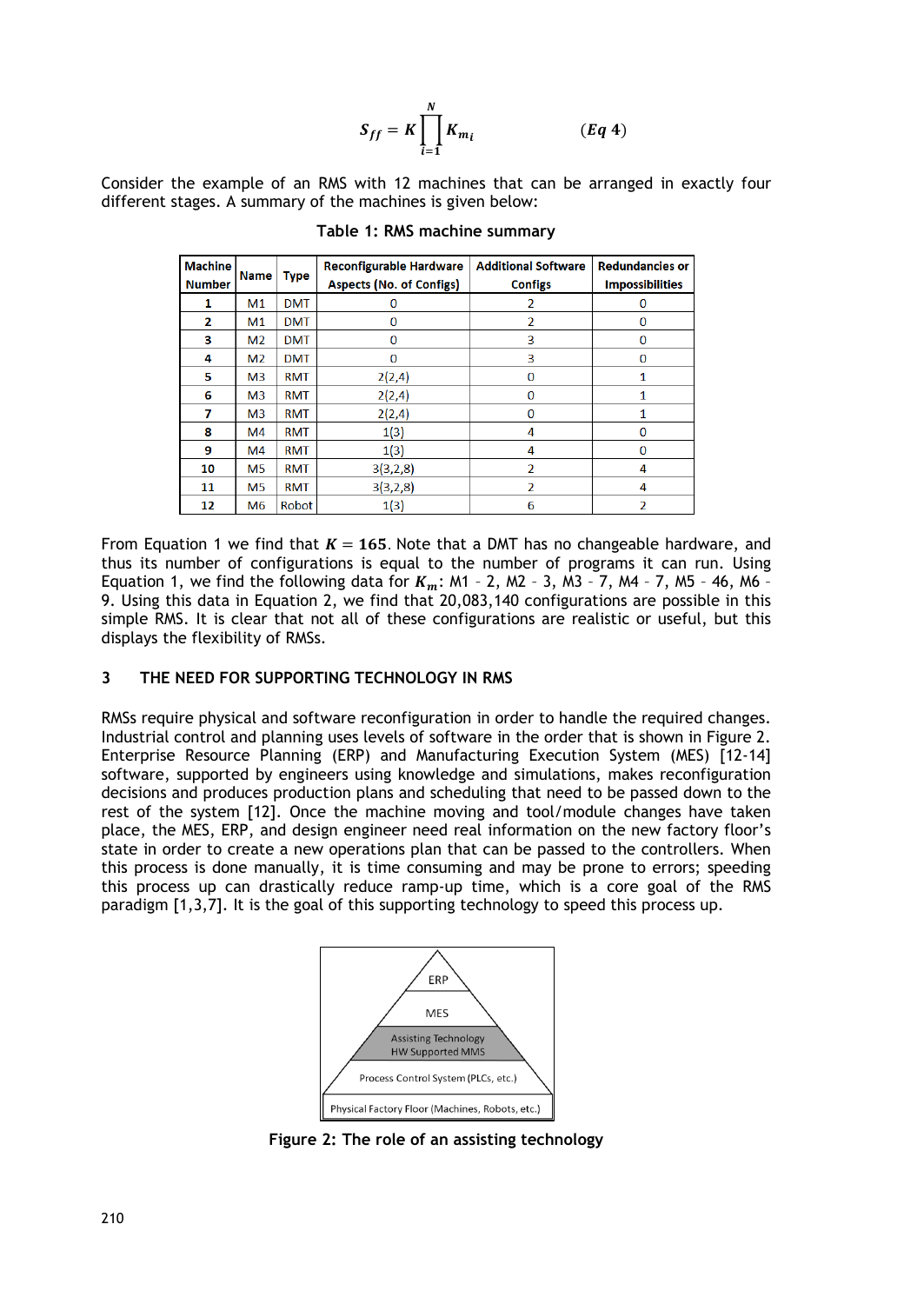$$S_{ff} = K \prod_{i=1}^{N} K_{m_i} \qquad (Eq\ 4)$$

Consider the example of an RMS with 12 machines that can be arranged in exactly four different stages. A summary of the machines is given below:

**Table 1: RMS machine summary**

| Machine Number | Name | Type | Reconfigurable Hardware Aspects (No. of Configs) | Additional Software Configs | Redundancies or Impossibilities |
|---|---|---|---|---|---|
| 1 | M1 | DMT | 0 | 2 | 0 |
| 2 | M1 | DMT | 0 | 2 | 0 |
| 3 | M2 | DMT | 0 | 3 | 0 |
| 4 | M2 | DMT | 0 | 3 | 0 |
| 5 | M3 | RMT | 2(2,4) | 0 | 1 |
| 6 | M3 | RMT | 2(2,4) | 0 | 1 |
| 7 | M3 | RMT | 2(2,4) | 0 | 1 |
| 8 | M4 | RMT | 1(3) | 4 | 0 |
| 9 | M4 | RMT | 1(3) | 4 | 0 |
| 10 | M5 | RMT | 3(3,2,8) | 2 | 4 |
| 11 | M5 | RMT | 3(3,2,8) | 2 | 4 |
| 12 | M6 | Robot | 1(3) | 6 | 2 |

From Equation 1 we find that $K = 165$. Note that a DMT has no changeable hardware, and thus its number of configurations is equal to the number of programs it can run. Using Equation 1, we find the following data for $K_m$: M1 – 2, M2 – 3, M3 – 7, M4 – 7, M5 – 46, M6 – 9. Using this data in Equation 2, we find that 20,083,140 configurations are possible in this simple RMS. It is clear that not all of these configurations are realistic or useful, but this displays the flexibility of RMSs.

## 3 THE NEED FOR SUPPORTING TECHNOLOGY IN RMS

RMSs require physical and software reconfiguration in order to handle the required changes. Industrial control and planning uses levels of software in the order that is shown in Figure 2. Enterprise Resource Planning (ERP) and Manufacturing Execution System (MES) [12-14] software, supported by engineers using knowledge and simulations, makes reconfiguration decisions and produces production plans and scheduling that need to be passed down to the rest of the system [12]. Once the machine moving and tool/module changes have taken place, the MES, ERP, and design engineer need real information on the new factory floor's state in order to create a new operations plan that can be passed to the controllers. When this process is done manually, it is time consuming and may be prone to errors; speeding this process up can drastically reduce ramp-up time, which is a core goal of the RMS paradigm [1,3,7]. It is the goal of this supporting technology to speed this process up.

**Figure 2: The role of an assisting technology**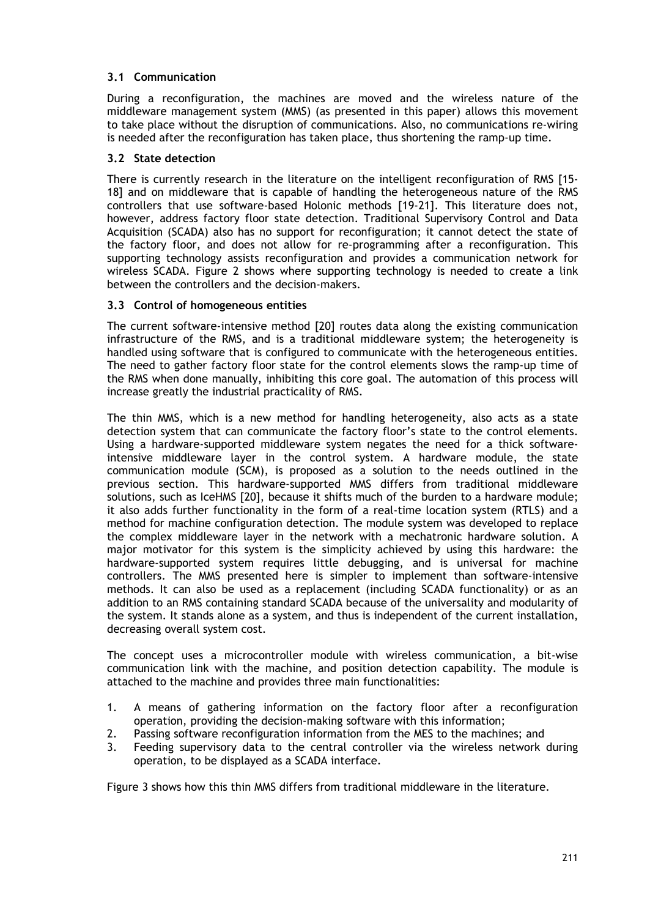### 3.1 Communication

During a reconfiguration, the machines are moved and the wireless nature of the middleware management system (MMS) (as presented in this paper) allows this movement to take place without the disruption of communications. Also, no communications re-wiring is needed after the reconfiguration has taken place, thus shortening the ramp-up time.

### 3.2 State detection

There is currently research in the literature on the intelligent reconfiguration of RMS [15-18] and on middleware that is capable of handling the heterogeneous nature of the RMS controllers that use software-based Holonic methods [19-21]. This literature does not, however, address factory floor state detection. Traditional Supervisory Control and Data Acquisition (SCADA) also has no support for reconfiguration; it cannot detect the state of the factory floor, and does not allow for re-programming after a reconfiguration. This supporting technology assists reconfiguration and provides a communication network for wireless SCADA. Figure 2 shows where supporting technology is needed to create a link between the controllers and the decision-makers.

### 3.3 Control of homogeneous entities

The current software-intensive method [20] routes data along the existing communication infrastructure of the RMS, and is a traditional middleware system; the heterogeneity is handled using software that is configured to communicate with the heterogeneous entities. The need to gather factory floor state for the control elements slows the ramp-up time of the RMS when done manually, inhibiting this core goal. The automation of this process will increase greatly the industrial practicality of RMS.

The thin MMS, which is a new method for handling heterogeneity, also acts as a state detection system that can communicate the factory floor's state to the control elements. Using a hardware-supported middleware system negates the need for a thick software-intensive middleware layer in the control system. A hardware module, the state communication module (SCM), is proposed as a solution to the needs outlined in the previous section. This hardware-supported MMS differs from traditional middleware solutions, such as IceHMS [20], because it shifts much of the burden to a hardware module; it also adds further functionality in the form of a real-time location system (RTLS) and a method for machine configuration detection. The module system was developed to replace the complex middleware layer in the network with a mechatronic hardware solution. A major motivator for this system is the simplicity achieved by using this hardware: the hardware-supported system requires little debugging, and is universal for machine controllers. The MMS presented here is simpler to implement than software-intensive methods. It can also be used as a replacement (including SCADA functionality) or as an addition to an RMS containing standard SCADA because of the universality and modularity of the system. It stands alone as a system, and thus is independent of the current installation, decreasing overall system cost.

The concept uses a microcontroller module with wireless communication, a bit-wise communication link with the machine, and position detection capability. The module is attached to the machine and provides three main functionalities:

1. A means of gathering information on the factory floor after a reconfiguration operation, providing the decision-making software with this information;
2. Passing software reconfiguration information from the MES to the machines; and
3. Feeding supervisory data to the central controller via the wireless network during operation, to be displayed as a SCADA interface.

Figure 3 shows how this thin MMS differs from traditional middleware in the literature.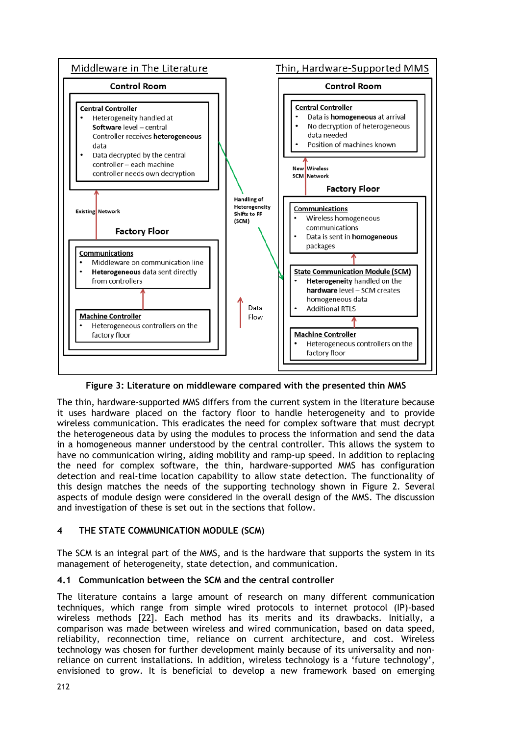Figure 3: Literature on middleware compared with the presented thin MMS

The thin, hardware-supported MMS differs from the current system in the literature because it uses hardware placed on the factory floor to handle heterogeneity and to provide wireless communication. This eradicates the need for complex software that must decrypt the heterogeneous data by using the modules to process the information and send the data in a homogeneous manner understood by the central controller. This allows the system to have no communication wiring, aiding mobility and ramp-up speed. In addition to replacing the need for complex software, the thin, hardware-supported MMS has configuration detection and real-time location capability to allow state detection. The functionality of this design matches the needs of the supporting technology shown in Figure 2. Several aspects of module design were considered in the overall design of the MMS. The discussion and investigation of these is set out in the sections that follow.

## 4 THE STATE COMMUNICATION MODULE (SCM)

The SCM is an integral part of the MMS, and is the hardware that supports the system in its management of heterogeneity, state detection, and communication.

### 4.1 Communication between the SCM and the central controller

The literature contains a large amount of research on many different communication techniques, which range from simple wired protocols to internet protocol (IP)-based wireless methods [22]. Each method has its merits and its drawbacks. Initially, a comparison was made between wireless and wired communication, based on data speed, reliability, reconnection time, reliance on current architecture, and cost. Wireless technology was chosen for further development mainly because of its universality and non-reliance on current installations. In addition, wireless technology is a 'future technology', envisioned to grow. It is beneficial to develop a new framework based on emerging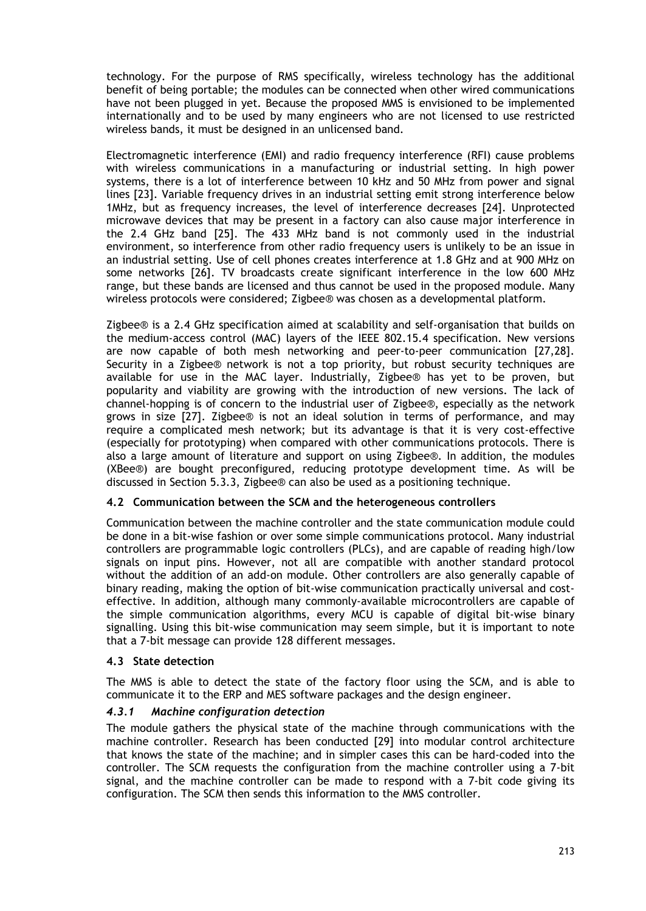technology. For the purpose of RMS specifically, wireless technology has the additional benefit of being portable; the modules can be connected when other wired communications have not been plugged in yet. Because the proposed MMS is envisioned to be implemented internationally and to be used by many engineers who are not licensed to use restricted wireless bands, it must be designed in an unlicensed band.

Electromagnetic interference (EMI) and radio frequency interference (RFI) cause problems with wireless communications in a manufacturing or industrial setting. In high power systems, there is a lot of interference between 10 kHz and 50 MHz from power and signal lines [23]. Variable frequency drives in an industrial setting emit strong interference below 1MHz, but as frequency increases, the level of interference decreases [24]. Unprotected microwave devices that may be present in a factory can also cause major interference in the 2.4 GHz band [25]. The 433 MHz band is not commonly used in the industrial environment, so interference from other radio frequency users is unlikely to be an issue in an industrial setting. Use of cell phones creates interference at 1.8 GHz and at 900 MHz on some networks [26]. TV broadcasts create significant interference in the low 600 MHz range, but these bands are licensed and thus cannot be used in the proposed module. Many wireless protocols were considered; Zigbee® was chosen as a developmental platform.

Zigbee® is a 2.4 GHz specification aimed at scalability and self-organisation that builds on the medium-access control (MAC) layers of the IEEE 802.15.4 specification. New versions are now capable of both mesh networking and peer-to-peer communication [27,28]. Security in a Zigbee® network is not a top priority, but robust security techniques are available for use in the MAC layer. Industrially, Zigbee® has yet to be proven, but popularity and viability are growing with the introduction of new versions. The lack of channel-hopping is of concern to the industrial user of Zigbee®, especially as the network grows in size [27]. Zigbee® is not an ideal solution in terms of performance, and may require a complicated mesh network; but its advantage is that it is very cost-effective (especially for prototyping) when compared with other communications protocols. There is also a large amount of literature and support on using Zigbee®. In addition, the modules (XBee®) are bought preconfigured, reducing prototype development time. As will be discussed in Section 5.3.3, Zigbee® can also be used as a positioning technique.

## 4.2 Communication between the SCM and the heterogeneous controllers

Communication between the machine controller and the state communication module could be done in a bit-wise fashion or over some simple communications protocol. Many industrial controllers are programmable logic controllers (PLCs), and are capable of reading high/low signals on input pins. However, not all are compatible with another standard protocol without the addition of an add-on module. Other controllers are also generally capable of binary reading, making the option of bit-wise communication practically universal and cost-effective. In addition, although many commonly-available microcontrollers are capable of the simple communication algorithms, every MCU is capable of digital bit-wise binary signalling. Using this bit-wise communication may seem simple, but it is important to note that a 7-bit message can provide 128 different messages.

## 4.3 State detection

The MMS is able to detect the state of the factory floor using the SCM, and is able to communicate it to the ERP and MES software packages and the design engineer.

### *4.3.1 Machine configuration detection*

The module gathers the physical state of the machine through communications with the machine controller. Research has been conducted [29] into modular control architecture that knows the state of the machine; and in simpler cases this can be hard-coded into the controller. The SCM requests the configuration from the machine controller using a 7-bit signal, and the machine controller can be made to respond with a 7-bit code giving its configuration. The SCM then sends this information to the MMS controller.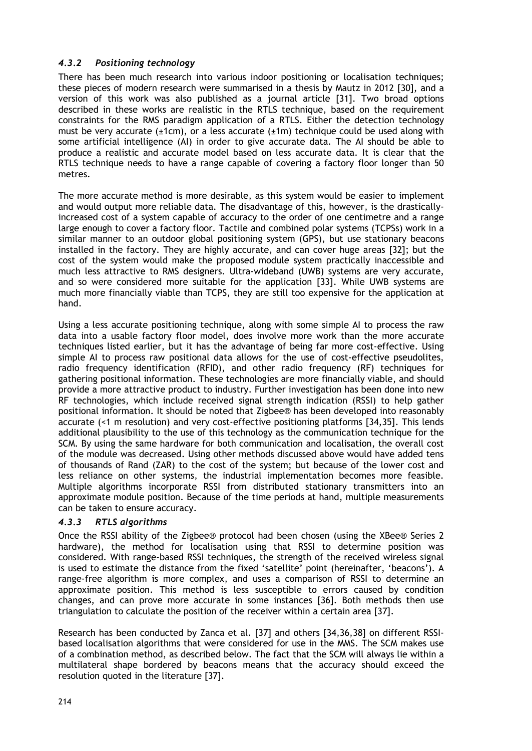### *4.3.2 Positioning technology*

There has been much research into various indoor positioning or localisation techniques; these pieces of modern research were summarised in a thesis by Mautz in 2012 [30], and a version of this work was also published as a journal article [31]. Two broad options described in these works are realistic in the RTLS technique, based on the requirement constraints for the RMS paradigm application of a RTLS. Either the detection technology must be very accurate (±1cm), or a less accurate (±1m) technique could be used along with some artificial intelligence (AI) in order to give accurate data. The AI should be able to produce a realistic and accurate model based on less accurate data. It is clear that the RTLS technique needs to have a range capable of covering a factory floor longer than 50 metres.

The more accurate method is more desirable, as this system would be easier to implement and would output more reliable data. The disadvantage of this, however, is the drastically-increased cost of a system capable of accuracy to the order of one centimetre and a range large enough to cover a factory floor. Tactile and combined polar systems (TCPSs) work in a similar manner to an outdoor global positioning system (GPS), but use stationary beacons installed in the factory. They are highly accurate, and can cover huge areas [32]; but the cost of the system would make the proposed module system practically inaccessible and much less attractive to RMS designers. Ultra-wideband (UWB) systems are very accurate, and so were considered more suitable for the application [33]. While UWB systems are much more financially viable than TCPS, they are still too expensive for the application at hand.

Using a less accurate positioning technique, along with some simple AI to process the raw data into a usable factory floor model, does involve more work than the more accurate techniques listed earlier, but it has the advantage of being far more cost-effective. Using simple AI to process raw positional data allows for the use of cost-effective pseudolites, radio frequency identification (RFID), and other radio frequency (RF) techniques for gathering positional information. These technologies are more financially viable, and should provide a more attractive product to industry. Further investigation has been done into new RF technologies, which include received signal strength indication (RSSI) to help gather positional information. It should be noted that Zigbee® has been developed into reasonably accurate (<1 m resolution) and very cost-effective positioning platforms [34,35]. This lends additional plausibility to the use of this technology as the communication technique for the SCM. By using the same hardware for both communication and localisation, the overall cost of the module was decreased. Using other methods discussed above would have added tens of thousands of Rand (ZAR) to the cost of the system; but because of the lower cost and less reliance on other systems, the industrial implementation becomes more feasible. Multiple algorithms incorporate RSSI from distributed stationary transmitters into an approximate module position. Because of the time periods at hand, multiple measurements can be taken to ensure accuracy.

### *4.3.3 RTLS algorithms*

Once the RSSI ability of the Zigbee® protocol had been chosen (using the XBee® Series 2 hardware), the method for localisation using that RSSI to determine position was considered. With range-based RSSI techniques, the strength of the received wireless signal is used to estimate the distance from the fixed 'satellite' point (hereinafter, 'beacons'). A range-free algorithm is more complex, and uses a comparison of RSSI to determine an approximate position. This method is less susceptible to errors caused by condition changes, and can prove more accurate in some instances [36]. Both methods then use triangulation to calculate the position of the receiver within a certain area [37].

Research has been conducted by Zanca et al. [37] and others [34,36,38] on different RSSI-based localisation algorithms that were considered for use in the MMS. The SCM makes use of a combination method, as described below. The fact that the SCM will always lie within a multilateral shape bordered by beacons means that the accuracy should exceed the resolution quoted in the literature [37].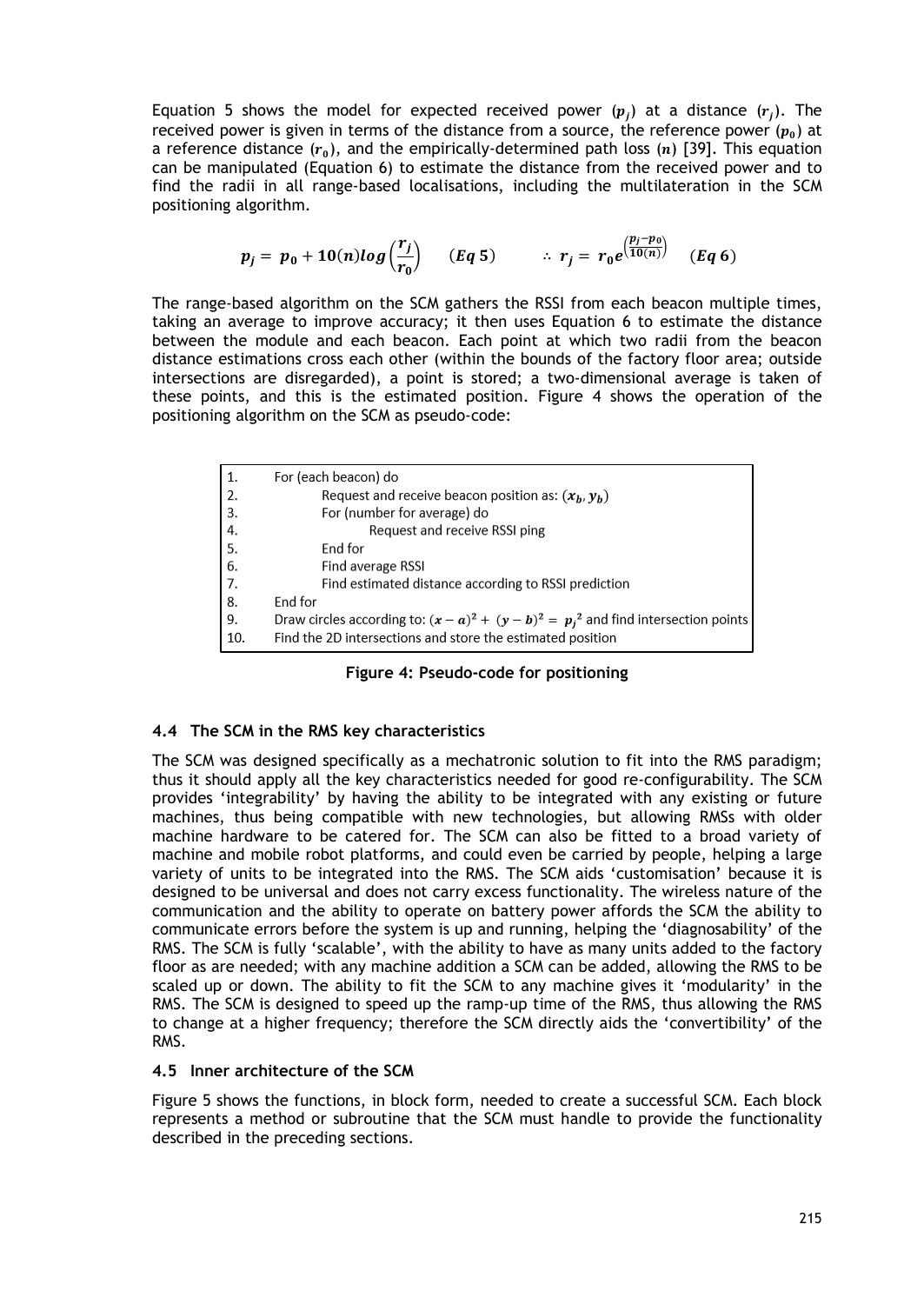Equation 5 shows the model for expected received power ($p_j$) at a distance ($r_j$). The received power is given in terms of the distance from a source, the reference power ($p_0$) at a reference distance ($r_0$), and the empirically-determined path loss ($n$) [39]. This equation can be manipulated (Equation 6) to estimate the distance from the received power and to find the radii in all range-based localisations, including the multilateration in the SCM positioning algorithm.

$$p_j = p_0 + 10(n)log\left(\frac{r_j}{r_0}\right) \quad (Eq\ 5) \qquad \therefore\ r_j = r_0 e^{\left(\frac{p_j - p_0}{10(n)}\right)} \quad (Eq\ 6)$$

The range-based algorithm on the SCM gathers the RSSI from each beacon multiple times, taking an average to improve accuracy; it then uses Equation 6 to estimate the distance between the module and each beacon. Each point at which two radii from the beacon distance estimations cross each other (within the bounds of the factory floor area; outside intersections are disregarded), a point is stored; a two-dimensional average is taken of these points, and this is the estimated position. Figure 4 shows the operation of the positioning algorithm on the SCM as pseudo-code:

| | |
|---|---|
| 1. | For (each beacon) do |
| 2. | Request and receive beacon position as: $(x_b, y_b)$ |
| 3. | For (number for average) do |
| 4. | Request and receive RSSI ping |
| 5. | End for |
| 6. | Find average RSSI |
| 7. | Find estimated distance according to RSSI prediction |
| 8. | End for |
| 9. | Draw circles according to: $(x - a)^2 + (y - b)^2 = p_j^2$ and find intersection points |
| 10. | Find the 2D intersections and store the estimated position |

**Figure 4: Pseudo-code for positioning**

### 4.4 The SCM in the RMS key characteristics

The SCM was designed specifically as a mechatronic solution to fit into the RMS paradigm; thus it should apply all the key characteristics needed for good re-configurability. The SCM provides 'integrability' by having the ability to be integrated with any existing or future machines, thus being compatible with new technologies, but allowing RMSs with older machine hardware to be catered for. The SCM can also be fitted to a broad variety of machine and mobile robot platforms, and could even be carried by people, helping a large variety of units to be integrated into the RMS. The SCM aids 'customisation' because it is designed to be universal and does not carry excess functionality. The wireless nature of the communication and the ability to operate on battery power affords the SCM the ability to communicate errors before the system is up and running, helping the 'diagnosability' of the RMS. The SCM is fully 'scalable', with the ability to have as many units added to the factory floor as are needed; with any machine addition a SCM can be added, allowing the RMS to be scaled up or down. The ability to fit the SCM to any machine gives it 'modularity' in the RMS. The SCM is designed to speed up the ramp-up time of the RMS, thus allowing the RMS to change at a higher frequency; therefore the SCM directly aids the 'convertibility' of the RMS.

### 4.5 Inner architecture of the SCM

Figure 5 shows the functions, in block form, needed to create a successful SCM. Each block represents a method or subroutine that the SCM must handle to provide the functionality described in the preceding sections.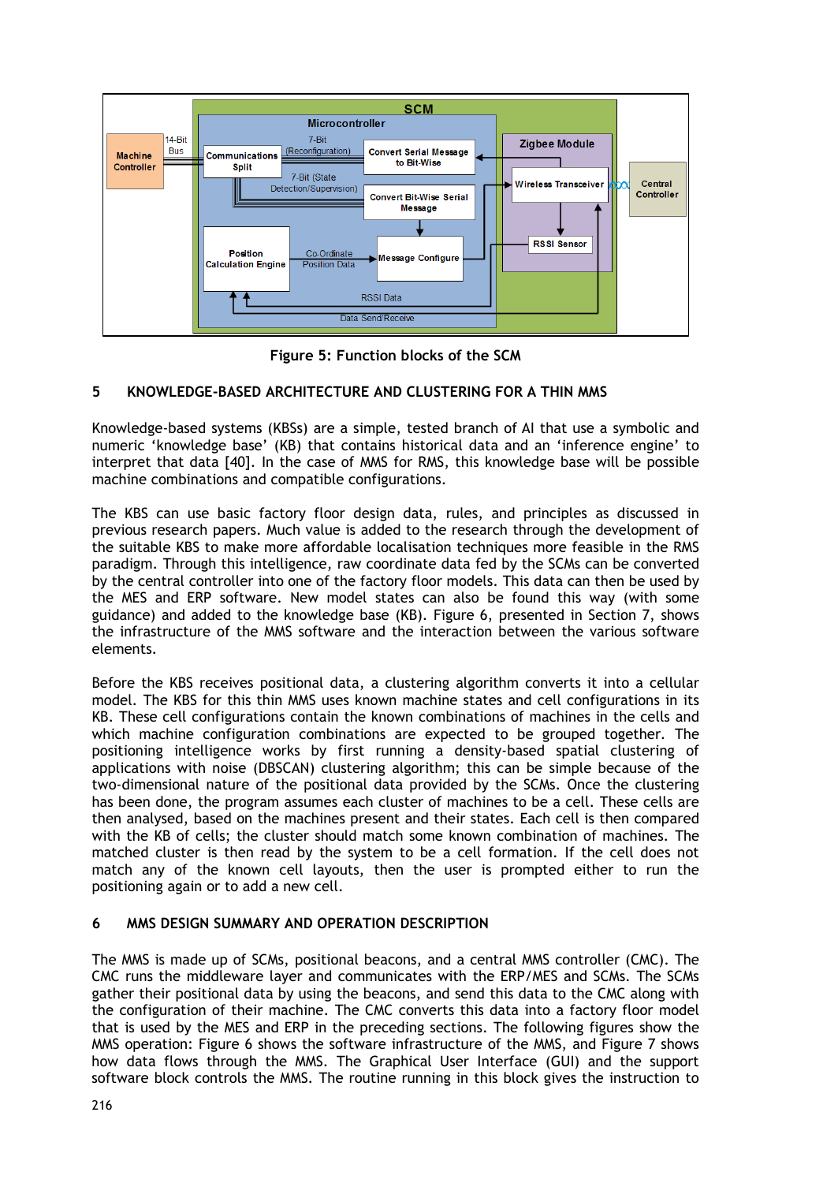Figure 5: Function blocks of the SCM

## 5 KNOWLEDGE-BASED ARCHITECTURE AND CLUSTERING FOR A THIN MMS

Knowledge-based systems (KBSs) are a simple, tested branch of AI that use a symbolic and numeric 'knowledge base' (KB) that contains historical data and an 'inference engine' to interpret that data [40]. In the case of MMS for RMS, this knowledge base will be possible machine combinations and compatible configurations.

The KBS can use basic factory floor design data, rules, and principles as discussed in previous research papers. Much value is added to the research through the development of the suitable KBS to make more affordable localisation techniques more feasible in the RMS paradigm. Through this intelligence, raw coordinate data fed by the SCMs can be converted by the central controller into one of the factory floor models. This data can then be used by the MES and ERP software. New model states can also be found this way (with some guidance) and added to the knowledge base (KB). Figure 6, presented in Section 7, shows the infrastructure of the MMS software and the interaction between the various software elements.

Before the KBS receives positional data, a clustering algorithm converts it into a cellular model. The KBS for this thin MMS uses known machine states and cell configurations in its KB. These cell configurations contain the known combinations of machines in the cells and which machine configuration combinations are expected to be grouped together. The positioning intelligence works by first running a density-based spatial clustering of applications with noise (DBSCAN) clustering algorithm; this can be simple because of the two-dimensional nature of the positional data provided by the SCMs. Once the clustering has been done, the program assumes each cluster of machines to be a cell. These cells are then analysed, based on the machines present and their states. Each cell is then compared with the KB of cells; the cluster should match some known combination of machines. The matched cluster is then read by the system to be a cell formation. If the cell does not match any of the known cell layouts, then the user is prompted either to run the positioning again or to add a new cell.

## 6 MMS DESIGN SUMMARY AND OPERATION DESCRIPTION

The MMS is made up of SCMs, positional beacons, and a central MMS controller (CMC). The CMC runs the middleware layer and communicates with the ERP/MES and SCMs. The SCMs gather their positional data by using the beacons, and send this data to the CMC along with the configuration of their machine. The CMC converts this data into a factory floor model that is used by the MES and ERP in the preceding sections. The following figures show the MMS operation: Figure 6 shows the software infrastructure of the MMS, and Figure 7 shows how data flows through the MMS. The Graphical User Interface (GUI) and the support software block controls the MMS. The routine running in this block gives the instruction to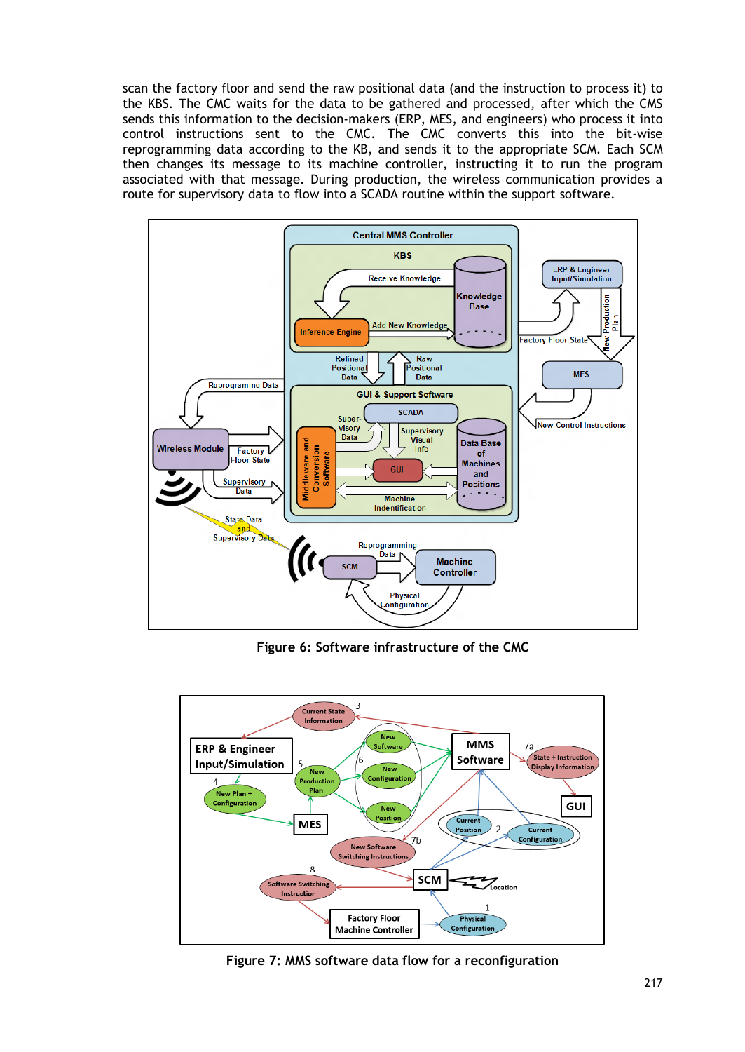scan the factory floor and send the raw positional data (and the instruction to process it) to the KBS. The CMC waits for the data to be gathered and processed, after which the CMS sends this information to the decision-makers (ERP, MES, and engineers) who process it into control instructions sent to the CMC. The CMC converts this into the bit-wise reprogramming data according to the KB, and sends it to the appropriate SCM. Each SCM then changes its message to its machine controller, instructing it to run the program associated with that message. During production, the wireless communication provides a route for supervisory data to flow into a SCADA routine within the support software.

**Figure 6: Software infrastructure of the CMC**

**Figure 7: MMS software data flow for a reconfiguration**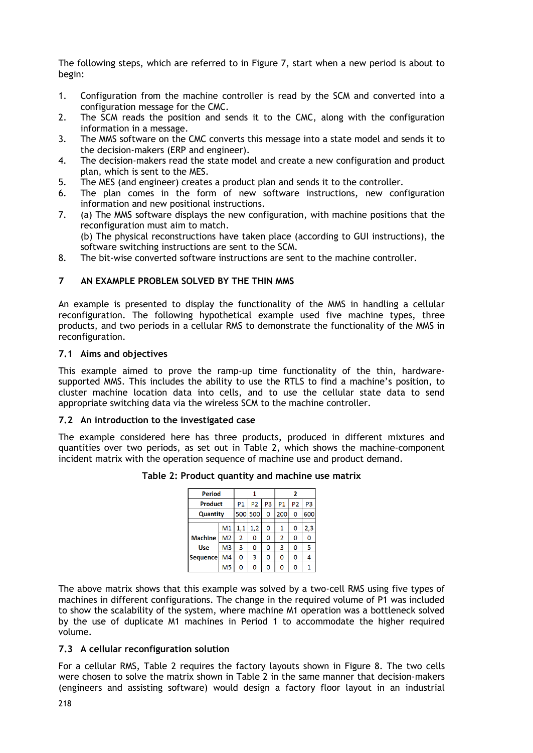The following steps, which are referred to in Figure 7, start when a new period is about to begin:

1. Configuration from the machine controller is read by the SCM and converted into a configuration message for the CMC.
2. The SCM reads the position and sends it to the CMC, along with the configuration information in a message.
3. The MMS software on the CMC converts this message into a state model and sends it to the decision-makers (ERP and engineer).
4. The decision-makers read the state model and create a new configuration and product plan, which is sent to the MES.
5. The MES (and engineer) creates a product plan and sends it to the controller.
6. The plan comes in the form of new software instructions, new configuration information and new positional instructions.
7. (a) The MMS software displays the new configuration, with machine positions that the reconfiguration must aim to match.
   (b) The physical reconstructions have taken place (according to GUI instructions), the software switching instructions are sent to the SCM.
8. The bit-wise converted software instructions are sent to the machine controller.

## 7 AN EXAMPLE PROBLEM SOLVED BY THE THIN MMS

An example is presented to display the functionality of the MMS in handling a cellular reconfiguration. The following hypothetical example used five machine types, three products, and two periods in a cellular RMS to demonstrate the functionality of the MMS in reconfiguration.

### 7.1 Aims and objectives

This example aimed to prove the ramp-up time functionality of the thin, hardware-supported MMS. This includes the ability to use the RTLS to find a machine's position, to cluster machine location data into cells, and to use the cellular state data to send appropriate switching data via the wireless SCM to the machine controller.

### 7.2 An introduction to the investigated case

The example considered here has three products, produced in different mixtures and quantities over two periods, as set out in Table 2, which shows the machine-component incident matrix with the operation sequence of machine use and product demand.

**Table 2: Product quantity and machine use matrix**

| Period | | 1 | | | 2 | | |
|---|---|---|---|---|---|---|---|
| Product | | P1 | P2 | P3 | P1 | P2 | P3 |
| Quantity | | 500 | 500 | 0 | 200 | 0 | 600 |
| Machine Use Sequence | M1 | 1,1 | 1,2 | 0 | 1 | 0 | 2,3 |
| | M2 | 2 | 0 | 0 | 2 | 0 | 0 |
| | M3 | 3 | 0 | 0 | 3 | 0 | 5 |
| | M4 | 0 | 3 | 0 | 0 | 0 | 4 |
| | M5 | 0 | 0 | 0 | 0 | 0 | 1 |

The above matrix shows that this example was solved by a two-cell RMS using five types of machines in different configurations. The change in the required volume of P1 was included to show the scalability of the system, where machine M1 operation was a bottleneck solved by the use of duplicate M1 machines in Period 1 to accommodate the higher required volume.

### 7.3 A cellular reconfiguration solution

For a cellular RMS, Table 2 requires the factory layouts shown in Figure 8. The two cells were chosen to solve the matrix shown in Table 2 in the same manner that decision-makers (engineers and assisting software) would design a factory floor layout in an industrial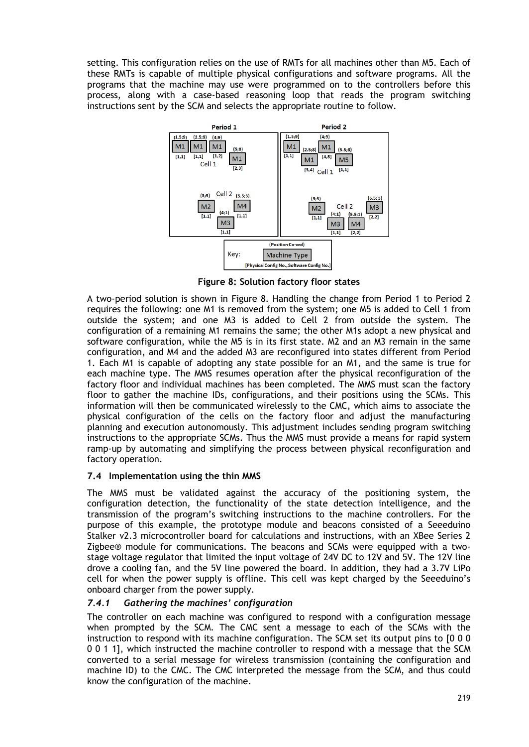setting. This configuration relies on the use of RMTs for all machines other than M5. Each of these RMTs is capable of multiple physical configurations and software programs. All the programs that the machine may use were programmed on to the controllers before this process, along with a case-based reasoning loop that reads the program switching instructions sent by the SCM and selects the appropriate routine to follow.

**Figure 8: Solution factory floor states**

A two-period solution is shown in Figure 8. Handling the change from Period 1 to Period 2 requires the following: one M1 is removed from the system; one M5 is added to Cell 1 from outside the system; and one M3 is added to Cell 2 from outside the system. The configuration of a remaining M1 remains the same; the other M1s adopt a new physical and software configuration, while the M5 is in its first state. M2 and an M3 remain in the same configuration, and M4 and the added M3 are reconfigured into states different from Period 1. Each M1 is capable of adopting any state possible for an M1, and the same is true for each machine type. The MMS resumes operation after the physical reconfiguration of the factory floor and individual machines has been completed. The MMS must scan the factory floor to gather the machine IDs, configurations, and their positions using the SCMs. This information will then be communicated wirelessly to the CMC, which aims to associate the physical configuration of the cells on the factory floor and adjust the manufacturing planning and execution autonomously. This adjustment includes sending program switching instructions to the appropriate SCMs. Thus the MMS must provide a means for rapid system ramp-up by automating and simplifying the process between physical reconfiguration and factory operation.

## 7.4 Implementation using the thin MMS

The MMS must be validated against the accuracy of the positioning system, the configuration detection, the functionality of the state detection intelligence, and the transmission of the program's switching instructions to the machine controllers. For the purpose of this example, the prototype module and beacons consisted of a Seeeduino Stalker v2.3 microcontroller board for calculations and instructions, with an XBee Series 2 Zigbee® module for communications. The beacons and SCMs were equipped with a two-stage voltage regulator that limited the input voltage of 24V DC to 12V and 5V. The 12V line drove a cooling fan, and the 5V line powered the board. In addition, they had a 3.7V LiPo cell for when the power supply is offline. This cell was kept charged by the Seeeduino's onboard charger from the power supply.

### *7.4.1 Gathering the machines' configuration*

The controller on each machine was configured to respond with a configuration message when prompted by the SCM. The CMC sent a message to each of the SCMs with the instruction to respond with its machine configuration. The SCM set its output pins to [0 0 0 0 0 1 1], which instructed the machine controller to respond with a message that the SCM converted to a serial message for wireless transmission (containing the configuration and machine ID) to the CMC. The CMC interpreted the message from the SCM, and thus could know the configuration of the machine.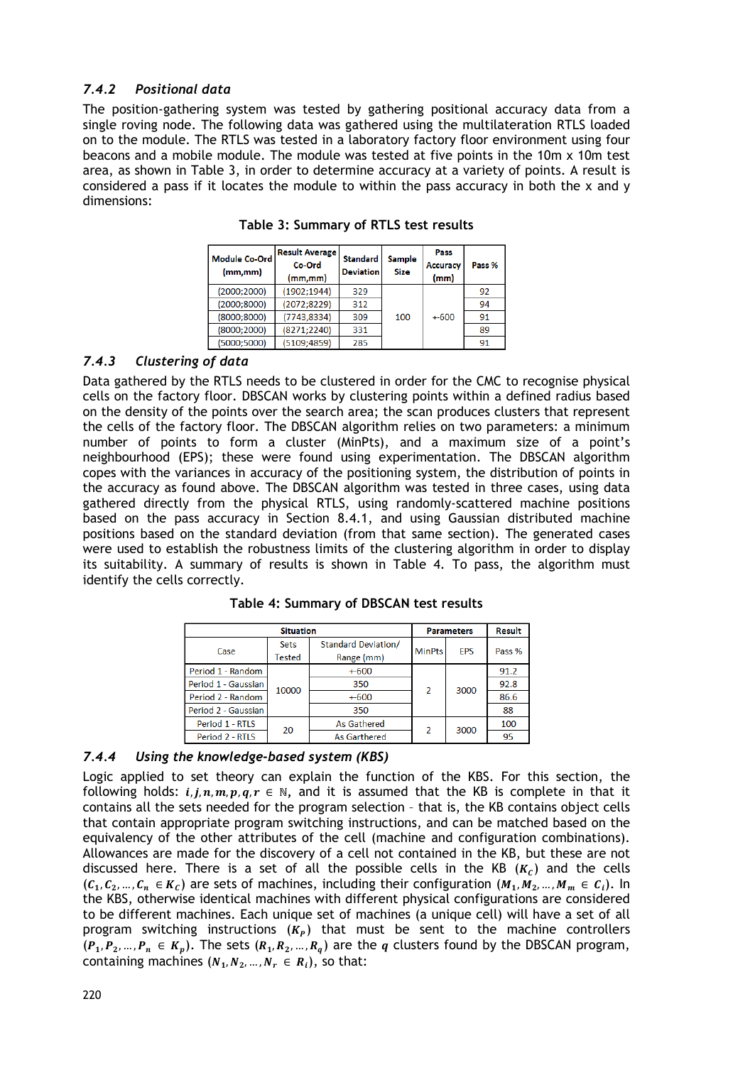### 7.4.2 *Positional data*

The position-gathering system was tested by gathering positional accuracy data from a single roving node. The following data was gathered using the multilateration RTLS loaded on to the module. The RTLS was tested in a laboratory factory floor environment using four beacons and a mobile module. The module was tested at five points in the 10m x 10m test area, as shown in Table 3, in order to determine accuracy at a variety of points. A result is considered a pass if it locates the module to within the pass accuracy in both the x and y dimensions:

**Table 3: Summary of RTLS test results**

| Module Co-Ord (mm,mm) | Result Average Co-Ord (mm,mm) | Standard Deviation | Sample Size | Pass Accuracy (mm) | Pass % |
|---|---|---|---|---|---|
| (2000;2000) | (1902;1944) | 329 | 100 | +-600 | 92 |
| (2000;8000) | (2072;8229) | 312 | | | 94 |
| (8000;8000) | (7743;8334) | 309 | | | 91 |
| (8000;2000) | (8271;2240) | 331 | | | 89 |
| (5000;5000) | (5109;4859) | 285 | | | 91 |

### 7.4.3 *Clustering of data*

Data gathered by the RTLS needs to be clustered in order for the CMC to recognise physical cells on the factory floor. DBSCAN works by clustering points within a defined radius based on the density of the points over the search area; the scan produces clusters that represent the cells of the factory floor. The DBSCAN algorithm relies on two parameters: a minimum number of points to form a cluster (MinPts), and a maximum size of a point's neighbourhood (EPS); these were found using experimentation. The DBSCAN algorithm copes with the variances in accuracy of the positioning system, the distribution of points in the accuracy as found above. The DBSCAN algorithm was tested in three cases, using data gathered directly from the physical RTLS, using randomly-scattered machine positions based on the pass accuracy in Section 8.4.1, and using Gaussian distributed machine positions based on the standard deviation (from that same section). The generated cases were used to establish the robustness limits of the clustering algorithm in order to display its suitability. A summary of results is shown in Table 4. To pass, the algorithm must identify the cells correctly.

**Table 4: Summary of DBSCAN test results**

| Situation | | | Parameters | | Result |
|---|---|---|---|---|---|
| Case | Sets Tested | Standard Deviation/ Range (mm) | MinPts | EPS | Pass % |
| Period 1 - Random | 10000 | +-600 | 2 | 3000 | 91.2 |
| Period 1 - Gaussian | | 350 | | | 92.8 |
| Period 2 - Random | | +-600 | | | 86.6 |
| Period 2 - Gaussian | | 350 | | | 88 |
| Period 1 - RTLS | 20 | As Gathered | 2 | 3000 | 100 |
| Period 2 - RTLS | | As Garthered | | | 95 |

### 7.4.4 *Using the knowledge-based system (KBS)*

Logic applied to set theory can explain the function of the KBS. For this section, the following holds: $i, j, n, m, p, q, r \in \mathbb{N}$, and it is assumed that the KB is complete in that it contains all the sets needed for the program selection – that is, the KB contains object cells that contain appropriate program switching instructions, and can be matched based on the equivalency of the other attributes of the cell (machine and configuration combinations). Allowances are made for the discovery of a cell not contained in the KB, but these are not discussed here. There is a set of all the possible cells in the KB ($K_C$) and the cells ($C_1, C_2, \dots, C_n \in K_C$) are sets of machines, including their configuration ($M_1, M_2, \dots, M_m \in C_i$). In the KBS, otherwise identical machines with different physical configurations are considered to be different machines. Each unique set of machines (a unique cell) will have a set of all program switching instructions ($K_P$) that must be sent to the machine controllers ($P_1, P_2, \dots, P_n \in K_p$). The sets ($R_1, R_2, \dots, R_q$) are the $q$ clusters found by the DBSCAN program, containing machines ($N_1, N_2, \dots, N_r \in R_i$), so that: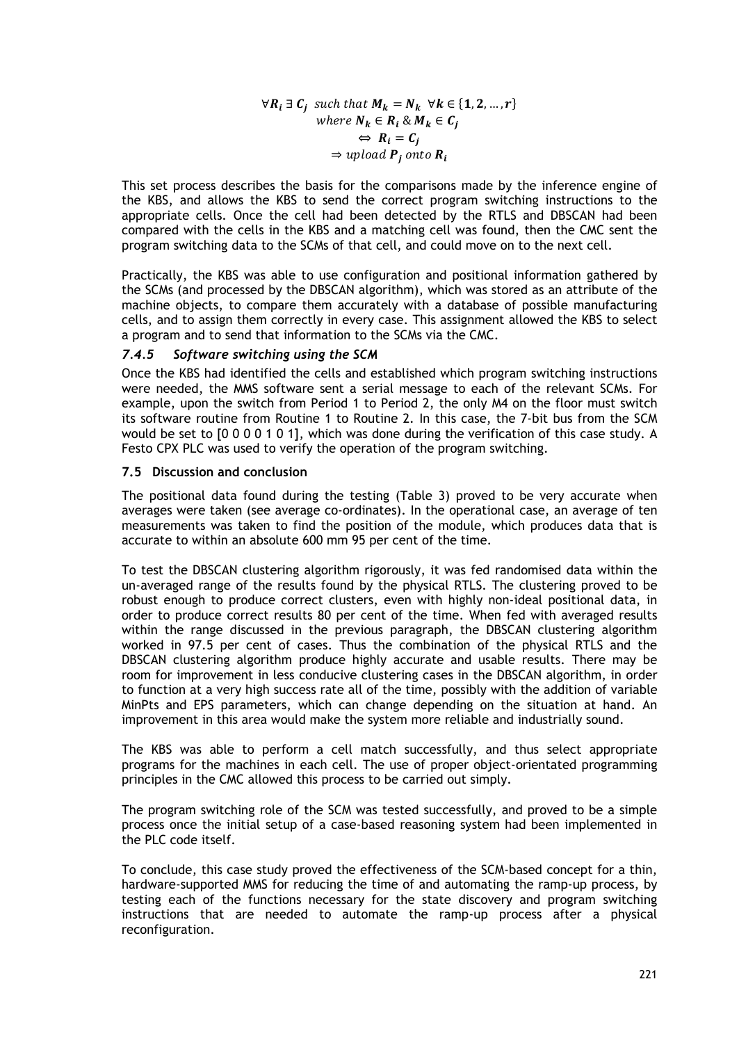$$\forall \boldsymbol{R_i} \; \exists \; \boldsymbol{C_j} \;\; such\ that\ \boldsymbol{M_k} = \boldsymbol{N_k} \;\; \forall \boldsymbol{k} \in \{\boldsymbol{1}, \boldsymbol{2}, \ldots, \boldsymbol{r}\}$$
$$where\ \boldsymbol{N_k} \in \boldsymbol{R_i}\ \&\ \boldsymbol{M_k} \in \boldsymbol{C_j}$$
$$\Leftrightarrow \; \boldsymbol{R_i} = \boldsymbol{C_j}$$
$$\Rightarrow upload\ \boldsymbol{P_j}\ onto\ \boldsymbol{R_i}$$

This set process describes the basis for the comparisons made by the inference engine of the KBS, and allows the KBS to send the correct program switching instructions to the appropriate cells. Once the cell had been detected by the RTLS and DBSCAN had been compared with the cells in the KBS and a matching cell was found, then the CMC sent the program switching data to the SCMs of that cell, and could move on to the next cell.

Practically, the KBS was able to use configuration and positional information gathered by the SCMs (and processed by the DBSCAN algorithm), which was stored as an attribute of the machine objects, to compare them accurately with a database of possible manufacturing cells, and to assign them correctly in every case. This assignment allowed the KBS to select a program and to send that information to the SCMs via the CMC.

### *7.4.5 Software switching using the SCM*

Once the KBS had identified the cells and established which program switching instructions were needed, the MMS software sent a serial message to each of the relevant SCMs. For example, upon the switch from Period 1 to Period 2, the only M4 on the floor must switch its software routine from Routine 1 to Routine 2. In this case, the 7-bit bus from the SCM would be set to [0 0 0 0 1 0 1], which was done during the verification of this case study. A Festo CPX PLC was used to verify the operation of the program switching.

### 7.5 Discussion and conclusion

The positional data found during the testing (Table 3) proved to be very accurate when averages were taken (see average co-ordinates). In the operational case, an average of ten measurements was taken to find the position of the module, which produces data that is accurate to within an absolute 600 mm 95 per cent of the time.

To test the DBSCAN clustering algorithm rigorously, it was fed randomised data within the un-averaged range of the results found by the physical RTLS. The clustering proved to be robust enough to produce correct clusters, even with highly non-ideal positional data, in order to produce correct results 80 per cent of the time. When fed with averaged results within the range discussed in the previous paragraph, the DBSCAN clustering algorithm worked in 97.5 per cent of cases. Thus the combination of the physical RTLS and the DBSCAN clustering algorithm produce highly accurate and usable results. There may be room for improvement in less conducive clustering cases in the DBSCAN algorithm, in order to function at a very high success rate all of the time, possibly with the addition of variable MinPts and EPS parameters, which can change depending on the situation at hand. An improvement in this area would make the system more reliable and industrially sound.

The KBS was able to perform a cell match successfully, and thus select appropriate programs for the machines in each cell. The use of proper object-orientated programming principles in the CMC allowed this process to be carried out simply.

The program switching role of the SCM was tested successfully, and proved to be a simple process once the initial setup of a case-based reasoning system had been implemented in the PLC code itself.

To conclude, this case study proved the effectiveness of the SCM-based concept for a thin, hardware-supported MMS for reducing the time of and automating the ramp-up process, by testing each of the functions necessary for the state discovery and program switching instructions that are needed to automate the ramp-up process after a physical reconfiguration.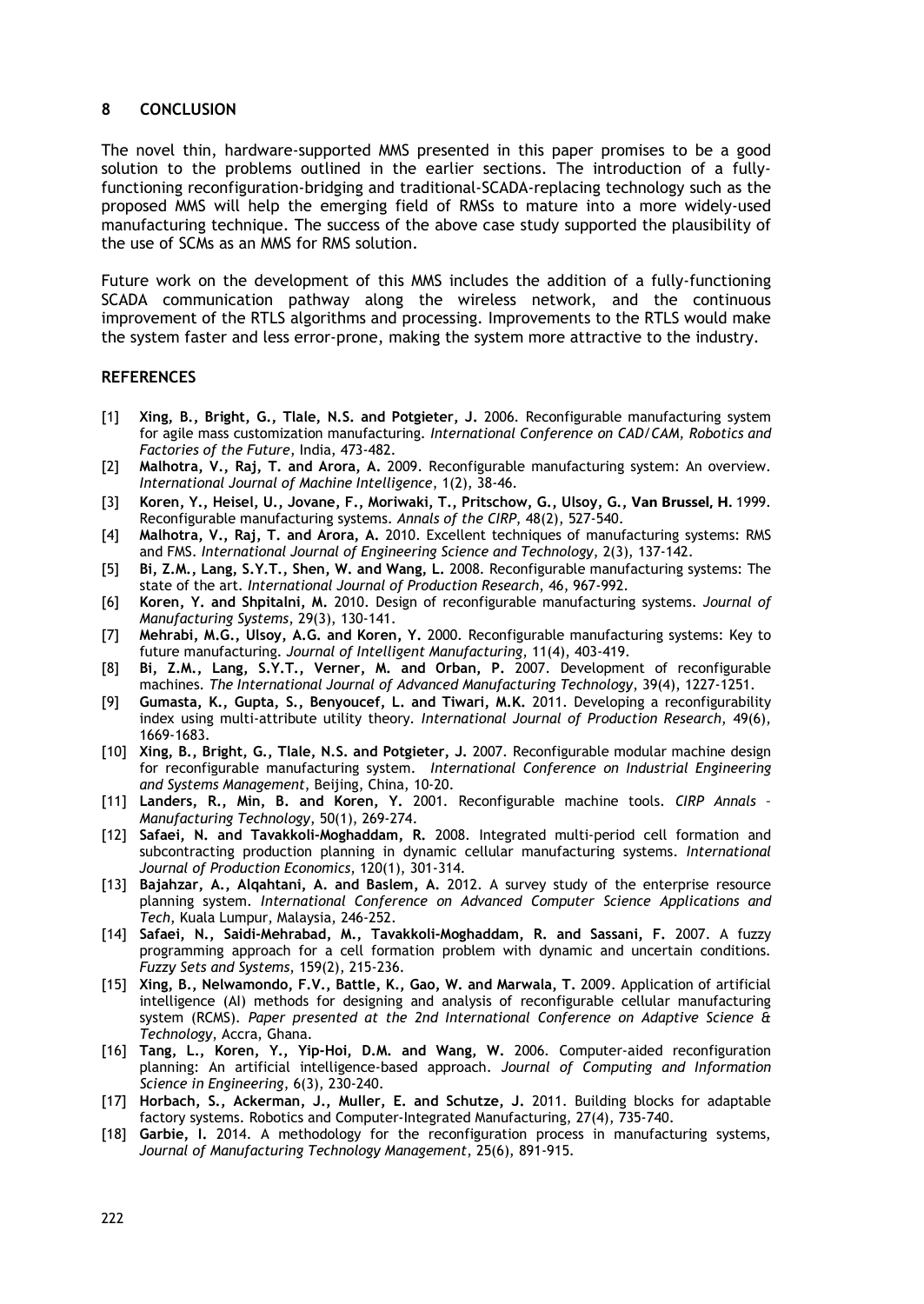## 8 CONCLUSION

The novel thin, hardware-supported MMS presented in this paper promises to be a good solution to the problems outlined in the earlier sections. The introduction of a fully-functioning reconfiguration-bridging and traditional-SCADA-replacing technology such as the proposed MMS will help the emerging field of RMSs to mature into a more widely-used manufacturing technique. The success of the above case study supported the plausibility of the use of SCMs as an MMS for RMS solution.

Future work on the development of this MMS includes the addition of a fully-functioning SCADA communication pathway along the wireless network, and the continuous improvement of the RTLS algorithms and processing. Improvements to the RTLS would make the system faster and less error-prone, making the system more attractive to the industry.

## REFERENCES

[1] **Xing, B., Bright, G., Tlale, N.S. and Potgieter, J.** 2006. Reconfigurable manufacturing system for agile mass customization manufacturing. *International Conference on CAD/CAM, Robotics and Factories of the Future*, India, 473-482.

[2] **Malhotra, V., Raj, T. and Arora, A.** 2009. Reconfigurable manufacturing system: An overview. *International Journal of Machine Intelligence*, 1(2), 38-46.

[3] **Koren, Y., Heisel, U., Jovane, F., Moriwaki, T., Pritschow, G., Ulsoy, G., Van Brussel, H.** 1999. Reconfigurable manufacturing systems. *Annals of the CIRP*, 48(2), 527-540.

[4] **Malhotra, V., Raj, T. and Arora, A.** 2010. Excellent techniques of manufacturing systems: RMS and FMS. *International Journal of Engineering Science and Technology*, 2(3), 137-142.

[5] **Bi, Z.M., Lang, S.Y.T., Shen, W. and Wang, L.** 2008. Reconfigurable manufacturing systems: The state of the art. *International Journal of Production Research*, 46, 967-992.

[6] **Koren, Y. and Shpitalni, M.** 2010. Design of reconfigurable manufacturing systems. *Journal of Manufacturing Systems*, 29(3), 130-141.

[7] **Mehrabi, M.G., Ulsoy, A.G. and Koren, Y.** 2000. Reconfigurable manufacturing systems: Key to future manufacturing. *Journal of Intelligent Manufacturing*, 11(4), 403-419.

[8] **Bi, Z.M., Lang, S.Y.T., Verner, M. and Orban, P.** 2007. Development of reconfigurable machines. *The International Journal of Advanced Manufacturing Technology*, 39(4), 1227-1251.

[9] **Gumasta, K., Gupta, S., Benyoucef, L. and Tiwari, M.K.** 2011. Developing a reconfigurability index using multi-attribute utility theory. *International Journal of Production Research*, 49(6), 1669-1683.

[10] **Xing, B., Bright, G., Tlale, N.S. and Potgieter, J.** 2007. Reconfigurable modular machine design for reconfigurable manufacturing system. *International Conference on Industrial Engineering and Systems Management*, Beijing, China, 10-20.

[11] **Landers, R., Min, B. and Koren, Y.** 2001. Reconfigurable machine tools. *CIRP Annals – Manufacturing Technology*, 50(1), 269-274.

[12] **Safaei, N. and Tavakkoli-Moghaddam, R.** 2008. Integrated multi-period cell formation and subcontracting production planning in dynamic cellular manufacturing systems. *International Journal of Production Economics*, 120(1), 301-314.

[13] **Bajahzar, A., Alqahtani, A. and Baslem, A.** 2012. A survey study of the enterprise resource planning system. *International Conference on Advanced Computer Science Applications and Tech*, Kuala Lumpur, Malaysia, 246-252.

[14] **Safaei, N., Saidi-Mehrabad, M., Tavakkoli-Moghaddam, R. and Sassani, F.** 2007. A fuzzy programming approach for a cell formation problem with dynamic and uncertain conditions. *Fuzzy Sets and Systems*, 159(2), 215-236.

[15] **Xing, B., Nelwamondo, F.V., Battle, K., Gao, W. and Marwala, T.** 2009. Application of artificial intelligence (AI) methods for designing and analysis of reconfigurable cellular manufacturing system (RCMS). *Paper presented at the 2nd International Conference on Adaptive Science & Technology*, Accra, Ghana.

[16] **Tang, L., Koren, Y., Yip-Hoi, D.M. and Wang, W.** 2006. Computer-aided reconfiguration planning: An artificial intelligence-based approach. *Journal of Computing and Information Science in Engineering*, 6(3), 230-240.

[17] **Horbach, S., Ackerman, J., Muller, E. and Schutze, J.** 2011. Building blocks for adaptable factory systems. Robotics and Computer-Integrated Manufacturing, 27(4), 735-740.

[18] **Garbie, I.** 2014. A methodology for the reconfiguration process in manufacturing systems, *Journal of Manufacturing Technology Management*, 25(6), 891-915.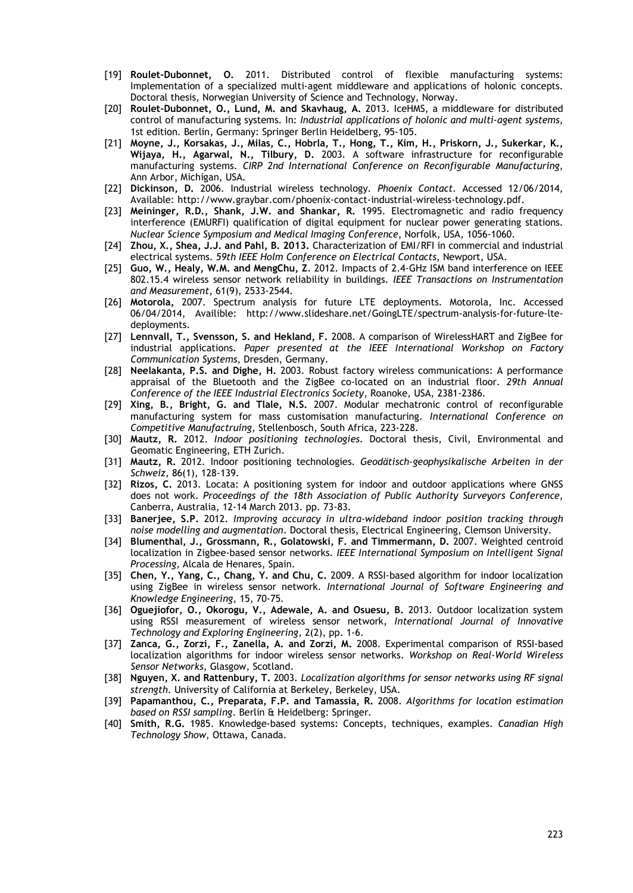[19] **Roulet-Dubonnet, O.** 2011. Distributed control of flexible manufacturing systems: Implementation of a specialized multi-agent middleware and applications of holonic concepts. Doctoral thesis, Norwegian University of Science and Technology, Norway.

[20] **Roulet-Dubonnet, O., Lund, M. and Skavhaug, A.** 2013. IceHMS, a middleware for distributed control of manufacturing systems. In: *Industrial applications of holonic and multi-agent systems*, 1st edition. Berlin, Germany: Springer Berlin Heidelberg, 95-105.

[21] **Moyne, J., Korsakas, J., Milas, C., Hobrla, T., Hong, T., Kim, H., Priskorn, J., Sukerkar, K., Wijaya, H., Agarwal, N., Tilbury, D.** 2003. A software infrastructure for reconfigurable manufacturing systems. *CIRP 2nd International Conference on Reconfigurable Manufacturing*, Ann Arbor, Michigan, USA.

[22] **Dickinson, D.** 2006. Industrial wireless technology. *Phoenix Contact*. Accessed 12/06/2014, Available: http://www.graybar.com/phoenix-contact-industrial-wireless-technology.pdf.

[23] **Meininger, R.D., Shank, J.W. and Shankar, R.** 1995. Electromagnetic and radio frequency interference (EMURFI) qualification of digital equipment for nuclear power generating stations. *Nuclear Science Symposium and Medical Imaging Conference*, Norfolk, USA, 1056-1060.

[24] **Zhou, X., Shea, J.J. and Pahl, B. 2013.** Characterization of EMI/RFI in commercial and industrial electrical systems. *59th IEEE Holm Conference on Electrical Contacts*, Newport, USA.

[25] **Guo, W., Healy, W.M. and MengChu, Z**. 2012. Impacts of 2.4-GHz ISM band interference on IEEE 802.15.4 wireless sensor network reliability in buildings. *IEEE Transactions on Instrumentation and Measurement*, 61(9), 2533-2544.

[26] **Motorola,** 2007. Spectrum analysis for future LTE deployments. Motorola, Inc. Accessed 06/04/2014, Availible: http://www.slideshare.net/GoingLTE/spectrum-analysis-for-future-lte-deployments.

[27] **Lennvall, T., Svensson, S. and Hekland, F.** 2008. A comparison of WirelessHART and ZigBee for industrial applications. *Paper presented at the IEEE International Workshop on Factory Communication Systems*, Dresden, Germany.

[28] **Neelakanta, P.S. and Dighe, H.** 2003. Robust factory wireless communications: A performance appraisal of the Bluetooth and the ZigBee co-located on an industrial floor. *29th Annual Conference of the IEEE Industrial Electronics Society*, Roanoke, USA, 2381-2386.

[29] **Xing, B., Bright, G. and Tlale, N.S.** 2007. Modular mechatronic control of reconfigurable manufacturing system for mass customisation manufacturing. *International Conference on Competitive Manufactruing*, Stellenbosch, South Africa, 223-228.

[30] **Mautz, R.** 2012. *Indoor positioning technologies*. Doctoral thesis, Civil, Environmental and Geomatic Engineering, ETH Zurich.

[31] **Mautz, R.** 2012. Indoor positioning technologies. *Geodätisch-geophysikalische Arbeiten in der Schweiz*, 86(1), 128-139.

[32] **Rizos, C.** 2013. Locata: A positioning system for indoor and outdoor applications where GNSS does not work. *Proceedings of the 18th Association of Public Authority Surveyors Conference*, Canberra, Australia, 12-14 March 2013. pp. 73-83.

[33] **Banerjee, S.P.** 2012. *Improving accuracy in ultra-wideband indoor position tracking through noise modelling and augmentation*. Doctoral thesis, Electrical Engineering, Clemson University.

[34] **Blumenthal, J., Grossmann, R., Golatowski, F. and Timmermann, D.** 2007. Weighted centroid localization in Zigbee-based sensor networks. *IEEE International Symposium on Intelligent Signal Processing*, Alcala de Henares, Spain.

[35] **Chen, Y., Yang, C., Chang, Y. and Chu, C.** 2009. A RSSI-based algorithm for indoor localization using ZigBee in wireless sensor network. *International Journal of Software Engineering and Knowledge Engineering*, 15, 70-75.

[36] **Oguejiofor, O., Okorogu, V., Adewale, A. and Osuesu, B.** 2013. Outdoor localization system using RSSI measurement of wireless sensor network, *International Journal of Innovative Technology and Exploring Engineering*, 2(2), pp. 1-6.

[37] **Zanca, G., Zorzi, F., Zanella, A. and Zorzi, M.** 2008. Experimental comparison of RSSI-based localization algorithms for indoor wireless sensor networks. *Workshop on Real-World Wireless Sensor Networks*, Glasgow, Scotland.

[38] **Nguyen, X. and Rattenbury, T.** 2003. *Localization algorithms for sensor networks using RF signal strength*. University of California at Berkeley, Berkeley, USA.

[39] **Papamanthou, C., Preparata, F.P. and Tamassia, R.** 2008. *Algorithms for location estimation based on RSSI sampling*. Berlin & Heidelberg: Springer.

[40] **Smith, R.G.** 1985. Knowledge-based systems: Concepts, techniques, examples. *Canadian High Technology Show*, Ottawa, Canada.